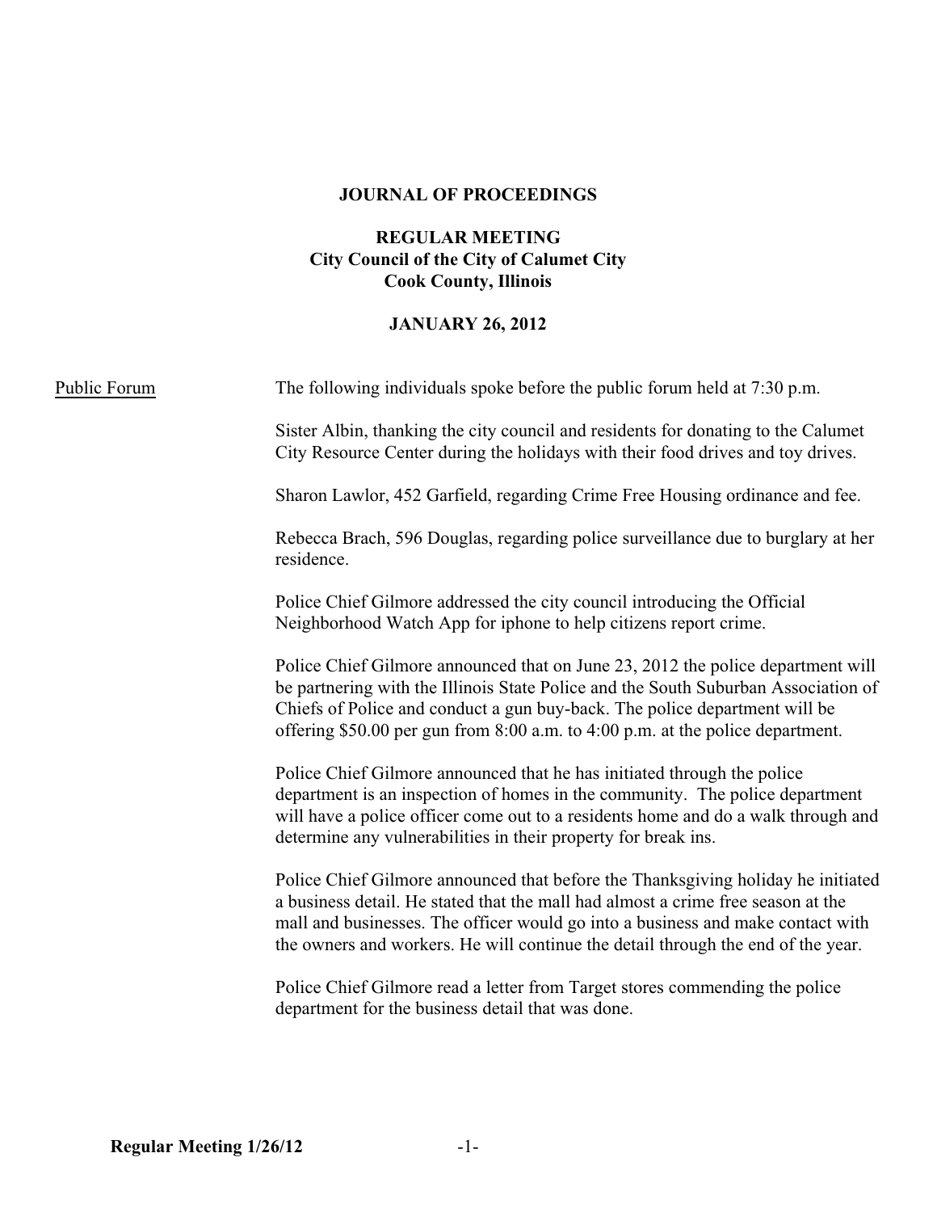# JOURNAL OF PROCEEDINGS

## REGULAR MEETING
## City Council of the City of Calumet City
## Cook County, Illinois

## JANUARY 26, 2012

Public Forum

The following individuals spoke before the public forum held at 7:30 p.m.

Sister Albin, thanking the city council and residents for donating to the Calumet City Resource Center during the holidays with their food drives and toy drives.

Sharon Lawlor, 452 Garfield, regarding Crime Free Housing ordinance and fee.

Rebecca Brach, 596 Douglas, regarding police surveillance due to burglary at her residence.

Police Chief Gilmore addressed the city council introducing the Official Neighborhood Watch App for iphone to help citizens report crime.

Police Chief Gilmore announced that on June 23, 2012 the police department will be partnering with the Illinois State Police and the South Suburban Association of Chiefs of Police and conduct a gun buy-back. The police department will be offering $50.00 per gun from 8:00 a.m. to 4:00 p.m. at the police department.

Police Chief Gilmore announced that he has initiated through the police department is an inspection of homes in the community. The police department will have a police officer come out to a residents home and do a walk through and determine any vulnerabilities in their property for break ins.

Police Chief Gilmore announced that before the Thanksgiving holiday he initiated a business detail. He stated that the mall had almost a crime free season at the mall and businesses. The officer would go into a business and make contact with the owners and workers. He will continue the detail through the end of the year.

Police Chief Gilmore read a letter from Target stores commending the police department for the business detail that was done.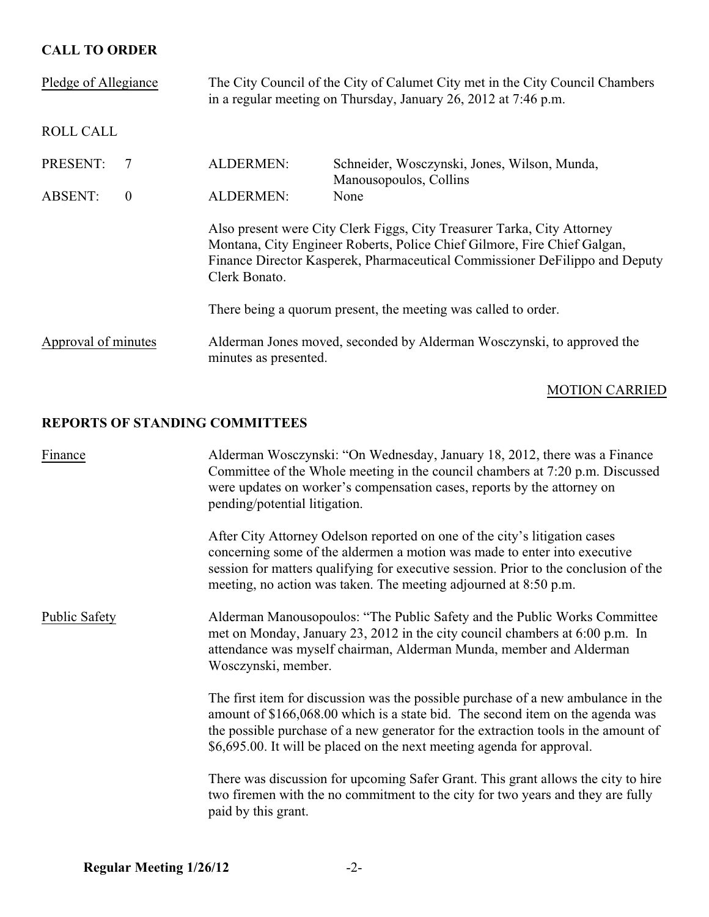## CALL TO ORDER

Pledge of Allegiance

The City Council of the City of Calumet City met in the City Council Chambers in a regular meeting on Thursday, January 26, 2012 at 7:46 p.m.

ROLL CALL

| | | | |
|---|---|---|---|
| PRESENT: | 7 | ALDERMEN: | Schneider, Wosczynski, Jones, Wilson, Munda, Manousopoulos, Collins |
| ABSENT: | 0 | ALDERMEN: | None |

Also present were City Clerk Figgs, City Treasurer Tarka, City Attorney Montana, City Engineer Roberts, Police Chief Gilmore, Fire Chief Galgan, Finance Director Kasperek, Pharmaceutical Commissioner DeFilippo and Deputy Clerk Bonato.

There being a quorum present, the meeting was called to order.

Approval of minutes

Alderman Jones moved, seconded by Alderman Wosczynski, to approved the minutes as presented.

MOTION CARRIED

## REPORTS OF STANDING COMMITTEES

Finance

Alderman Wosczynski: "On Wednesday, January 18, 2012, there was a Finance Committee of the Whole meeting in the council chambers at 7:20 p.m. Discussed were updates on worker's compensation cases, reports by the attorney on pending/potential litigation.

After City Attorney Odelson reported on one of the city's litigation cases concerning some of the aldermen a motion was made to enter into executive session for matters qualifying for executive session. Prior to the conclusion of the meeting, no action was taken. The meeting adjourned at 8:50 p.m.

Public Safety

Alderman Manousopoulos: "The Public Safety and the Public Works Committee met on Monday, January 23, 2012 in the city council chambers at 6:00 p.m. In attendance was myself chairman, Alderman Munda, member and Alderman Wosczynski, member.

The first item for discussion was the possible purchase of a new ambulance in the amount of $166,068.00 which is a state bid. The second item on the agenda was the possible purchase of a new generator for the extraction tools in the amount of $6,695.00. It will be placed on the next meeting agenda for approval.

There was discussion for upcoming Safer Grant. This grant allows the city to hire two firemen with the no commitment to the city for two years and they are fully paid by this grant.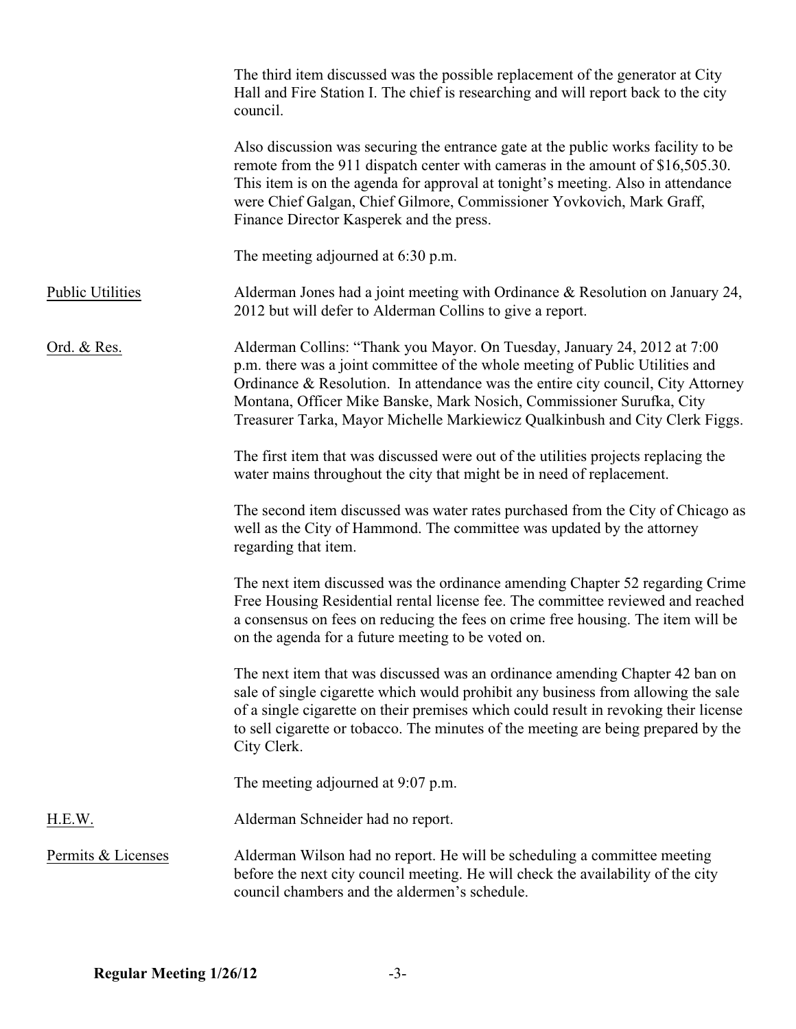The third item discussed was the possible replacement of the generator at City Hall and Fire Station I. The chief is researching and will report back to the city council.

Also discussion was securing the entrance gate at the public works facility to be remote from the 911 dispatch center with cameras in the amount of $16,505.30. This item is on the agenda for approval at tonight's meeting. Also in attendance were Chief Galgan, Chief Gilmore, Commissioner Yovkovich, Mark Graff, Finance Director Kasperek and the press.

The meeting adjourned at 6:30 p.m.

Public Utilities — Alderman Jones had a joint meeting with Ordinance & Resolution on January 24, 2012 but will defer to Alderman Collins to give a report.

Ord. & Res. — Alderman Collins: "Thank you Mayor. On Tuesday, January 24, 2012 at 7:00 p.m. there was a joint committee of the whole meeting of Public Utilities and Ordinance & Resolution. In attendance was the entire city council, City Attorney Montana, Officer Mike Banske, Mark Nosich, Commissioner Surufka, City Treasurer Tarka, Mayor Michelle Markiewicz Qualkinbush and City Clerk Figgs.

The first item that was discussed were out of the utilities projects replacing the water mains throughout the city that might be in need of replacement.

The second item discussed was water rates purchased from the City of Chicago as well as the City of Hammond. The committee was updated by the attorney regarding that item.

The next item discussed was the ordinance amending Chapter 52 regarding Crime Free Housing Residential rental license fee. The committee reviewed and reached a consensus on fees on reducing the fees on crime free housing. The item will be on the agenda for a future meeting to be voted on.

The next item that was discussed was an ordinance amending Chapter 42 ban on sale of single cigarette which would prohibit any business from allowing the sale of a single cigarette on their premises which could result in revoking their license to sell cigarette or tobacco. The minutes of the meeting are being prepared by the City Clerk.

The meeting adjourned at 9:07 p.m.

H.E.W. — Alderman Schneider had no report.

Permits & Licenses — Alderman Wilson had no report. He will be scheduling a committee meeting before the next city council meeting. He will check the availability of the city council chambers and the aldermen's schedule.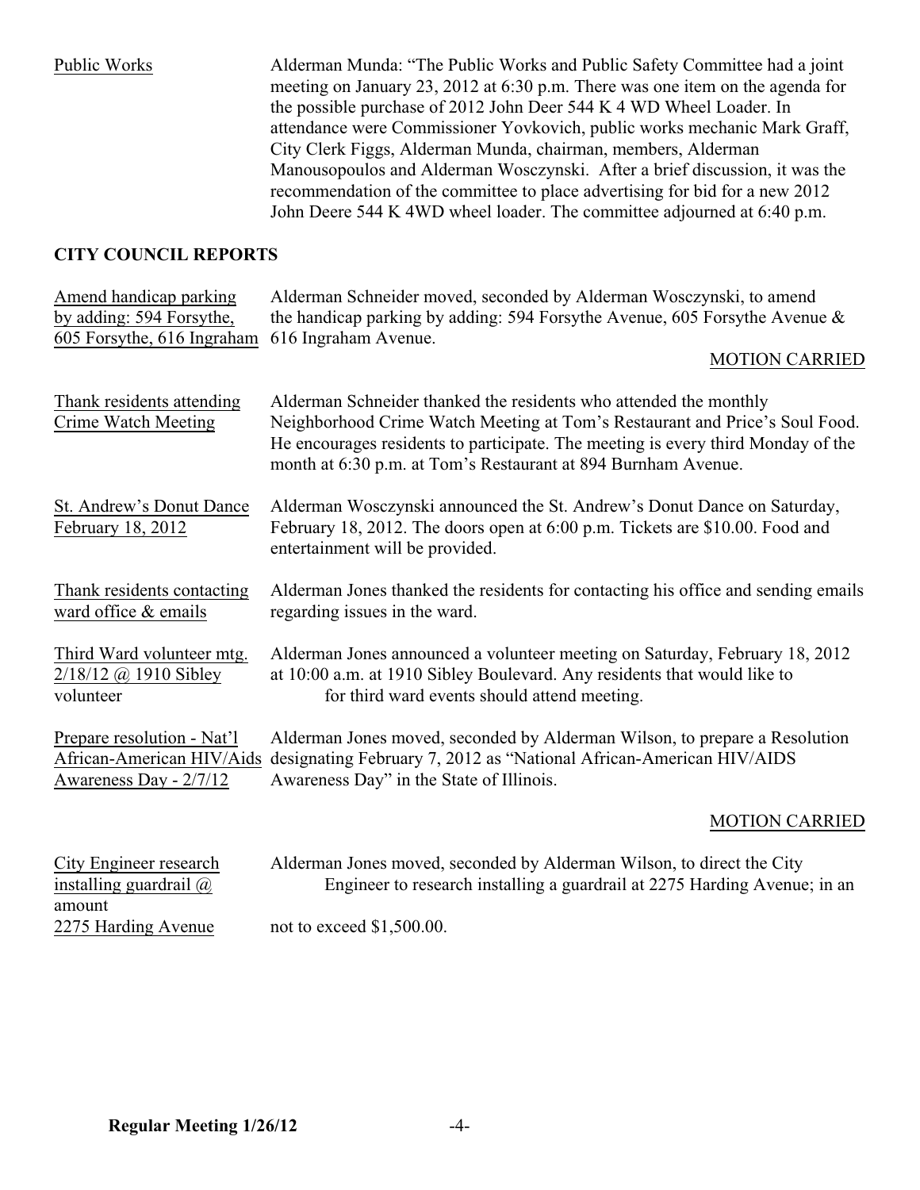Public Works — Alderman Munda: "The Public Works and Public Safety Committee had a joint meeting on January 23, 2012 at 6:30 p.m. There was one item on the agenda for the possible purchase of 2012 John Deer 544 K 4 WD Wheel Loader. In attendance were Commissioner Yovkovich, public works mechanic Mark Graff, City Clerk Figgs, Alderman Munda, chairman, members, Alderman Manousopoulos and Alderman Wosczynski. After a brief discussion, it was the recommendation of the committee to place advertising for bid for a new 2012 John Deere 544 K 4WD wheel loader. The committee adjourned at 6:40 p.m.

## CITY COUNCIL REPORTS

Amend handicap parking by adding: 594 Forsythe, 605 Forsythe, 616 Ingraham — Alderman Schneider moved, seconded by Alderman Wosczynski, to amend the handicap parking by adding: 594 Forsythe Avenue, 605 Forsythe Avenue & 616 Ingraham Avenue.

MOTION CARRIED

Thank residents attending Crime Watch Meeting — Alderman Schneider thanked the residents who attended the monthly Neighborhood Crime Watch Meeting at Tom's Restaurant and Price's Soul Food. He encourages residents to participate. The meeting is every third Monday of the month at 6:30 p.m. at Tom's Restaurant at 894 Burnham Avenue.

St. Andrew's Donut Dance February 18, 2012 — Alderman Wosczynski announced the St. Andrew's Donut Dance on Saturday, February 18, 2012. The doors open at 6:00 p.m. Tickets are $10.00. Food and entertainment will be provided.

Thank residents contacting ward office & emails — Alderman Jones thanked the residents for contacting his office and sending emails regarding issues in the ward.

Third Ward volunteer mtg. 2/18/12 @ 1910 Sibley — Alderman Jones announced a volunteer meeting on Saturday, February 18, 2012 at 10:00 a.m. at 1910 Sibley Boulevard. Any residents that would like to volunteer for third ward events should attend meeting.

Prepare resolution - Nat'l African-American HIV/Aids Awareness Day - 2/7/12 — Alderman Jones moved, seconded by Alderman Wilson, to prepare a Resolution designating February 7, 2012 as "National African-American HIV/AIDS Awareness Day" in the State of Illinois.

MOTION CARRIED

City Engineer research installing guardrail @ 2275 Harding Avenue — Alderman Jones moved, seconded by Alderman Wilson, to direct the City Engineer to research installing a guardrail at 2275 Harding Avenue; in an amount not to exceed $1,500.00.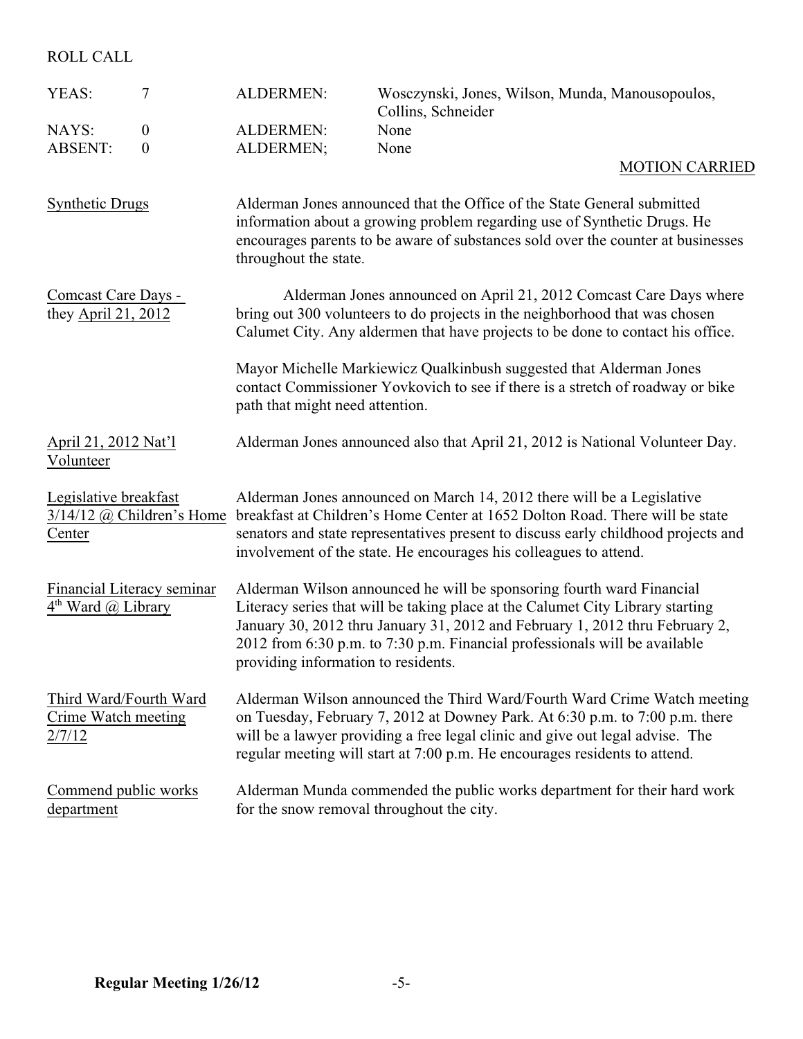ROLL CALL

| | | | |
|---|---|---|---|
| YEAS: | 7 | ALDERMEN: | Wosczynski, Jones, Wilson, Munda, Manousopoulos, Collins, Schneider |
| NAYS: | 0 | ALDERMEN: | None |
| ABSENT: | 0 | ALDERMEN; | None |

MOTION CARRIED

Synthetic Drugs

Alderman Jones announced that the Office of the State General submitted information about a growing problem regarding use of Synthetic Drugs. He encourages parents to be aware of substances sold over the counter at businesses throughout the state.

Comcast Care Days - they April 21, 2012

Alderman Jones announced on April 21, 2012 Comcast Care Days where bring out 300 volunteers to do projects in the neighborhood that was chosen Calumet City. Any aldermen that have projects to be done to contact his office.

Mayor Michelle Markiewicz Qualkinbush suggested that Alderman Jones contact Commissioner Yovkovich to see if there is a stretch of roadway or bike path that might need attention.

April 21, 2012 Nat'l Volunteer

Alderman Jones announced also that April 21, 2012 is National Volunteer Day.

Legislative breakfast 3/14/12 @ Children's Home Center

Alderman Jones announced on March 14, 2012 there will be a Legislative breakfast at Children's Home Center at 1652 Dolton Road. There will be state senators and state representatives present to discuss early childhood projects and involvement of the state. He encourages his colleagues to attend.

Financial Literacy seminar 4th Ward @ Library

Alderman Wilson announced he will be sponsoring fourth ward Financial Literacy series that will be taking place at the Calumet City Library starting January 30, 2012 thru January 31, 2012 and February 1, 2012 thru February 2, 2012 from 6:30 p.m. to 7:30 p.m. Financial professionals will be available providing information to residents.

Third Ward/Fourth Ward Crime Watch meeting 2/7/12

Alderman Wilson announced the Third Ward/Fourth Ward Crime Watch meeting on Tuesday, February 7, 2012 at Downey Park. At 6:30 p.m. to 7:00 p.m. there will be a lawyer providing a free legal clinic and give out legal advise. The regular meeting will start at 7:00 p.m. He encourages residents to attend.

Commend public works department

Alderman Munda commended the public works department for their hard work for the snow removal throughout the city.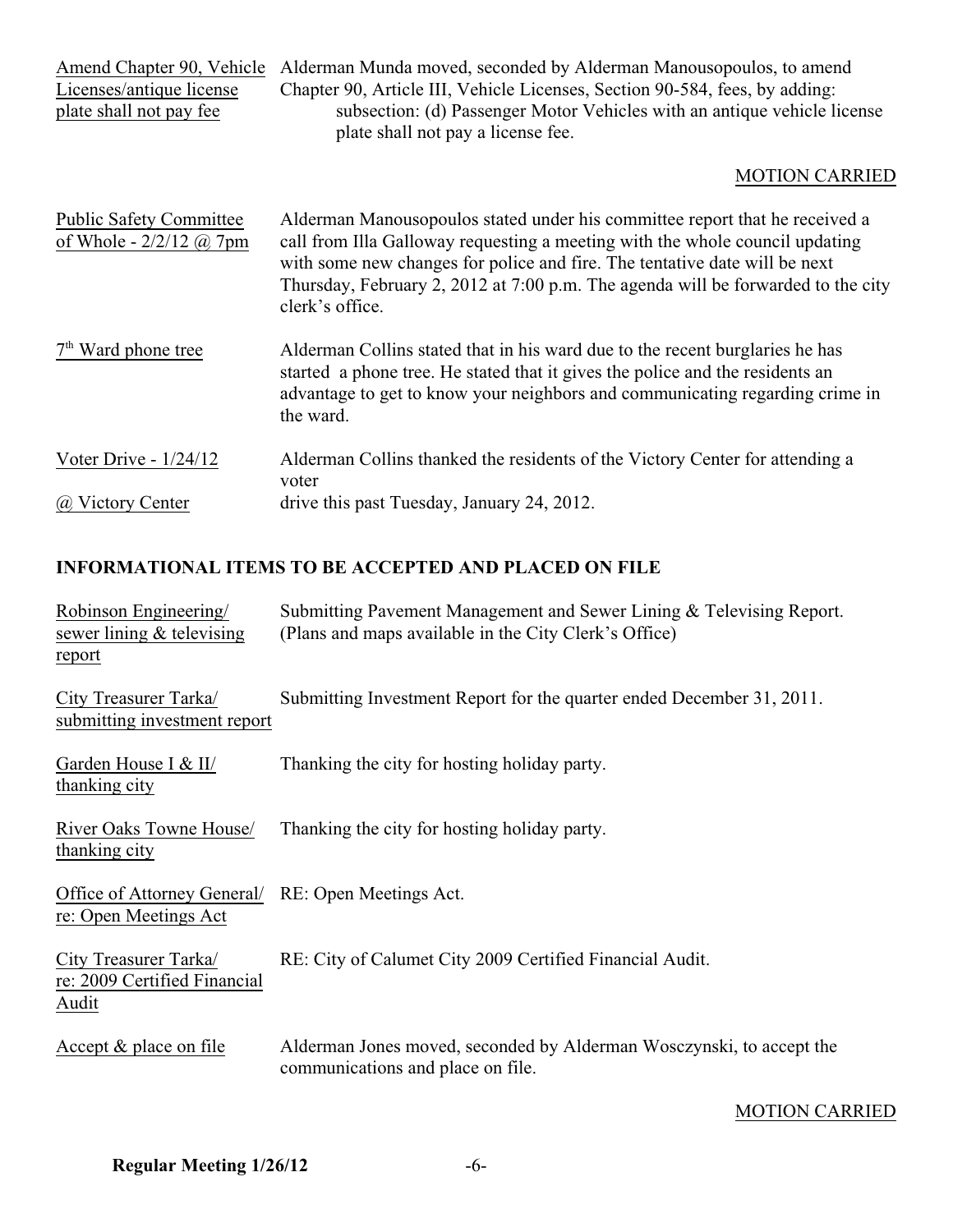| | |
|---|---|
| Amend Chapter 90, Vehicle Licenses/antique license plate shall not pay fee | Alderman Munda moved, seconded by Alderman Manousopoulos, to amend Chapter 90, Article III, Vehicle Licenses, Section 90-584, fees, by adding: subsection: (d) Passenger Motor Vehicles with an antique vehicle license plate shall not pay a license fee. |

MOTION CARRIED

| | |
|---|---|
| Public Safety Committee of Whole - 2/2/12 @ 7pm | Alderman Manousopoulos stated under his committee report that he received a call from Illa Galloway requesting a meeting with the whole council updating with some new changes for police and fire. The tentative date will be next Thursday, February 2, 2012 at 7:00 p.m. The agenda will be forwarded to the city clerk's office. |
| 7th Ward phone tree | Alderman Collins stated that in his ward due to the recent burglaries he has started a phone tree. He stated that it gives the police and the residents an advantage to get to know your neighbors and communicating regarding crime in the ward. |
| Voter Drive - 1/24/12 @ Victory Center | Alderman Collins thanked the residents of the Victory Center for attending a voter drive this past Tuesday, January 24, 2012. |

## INFORMATIONAL ITEMS TO BE ACCEPTED AND PLACED ON FILE

| | |
|---|---|
| Robinson Engineering/ sewer lining & televising report | Submitting Pavement Management and Sewer Lining & Televising Report. (Plans and maps available in the City Clerk's Office) |
| City Treasurer Tarka/ submitting investment report | Submitting Investment Report for the quarter ended December 31, 2011. |
| Garden House I & II/ thanking city | Thanking the city for hosting holiday party. |
| River Oaks Towne House/ thanking city | Thanking the city for hosting holiday party. |
| Office of Attorney General/ re: Open Meetings Act | RE: Open Meetings Act. |
| City Treasurer Tarka/ re: 2009 Certified Financial Audit | RE: City of Calumet City 2009 Certified Financial Audit. |
| Accept & place on file | Alderman Jones moved, seconded by Alderman Wosczynski, to accept the communications and place on file. |

MOTION CARRIED

**Regular Meeting 1/26/12**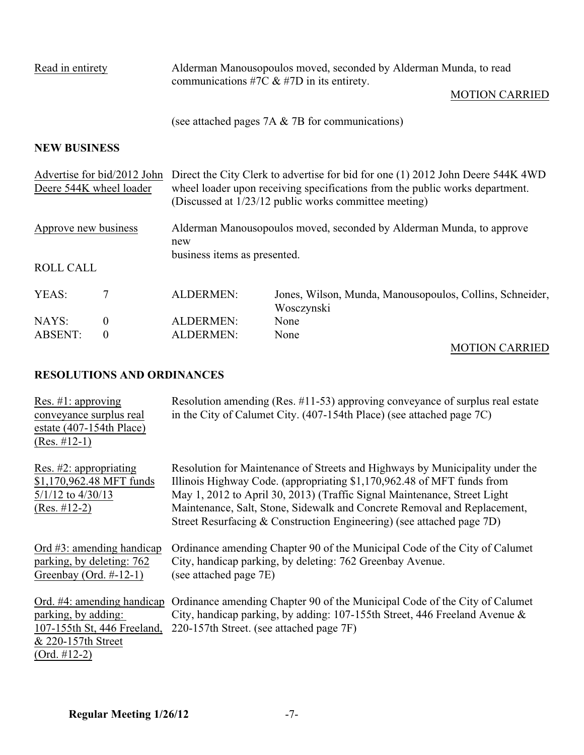Read in entirety — Alderman Manousopoulos moved, seconded by Alderman Munda, to read communications #7C & #7D in its entirety.

MOTION CARRIED

(see attached pages 7A & 7B for communications)

**NEW BUSINESS**

Advertise for bid/2012 John Deere 544K wheel loader — Direct the City Clerk to advertise for bid for one (1) 2012 John Deere 544K 4WD wheel loader upon receiving specifications from the public works department. (Discussed at 1/23/12 public works committee meeting)

Approve new business — Alderman Manousopoulos moved, seconded by Alderman Munda, to approve new business items as presented.

ROLL CALL

| | | | |
|---|---|---|---|
| YEAS: | 7 | ALDERMEN: | Jones, Wilson, Munda, Manousopoulos, Collins, Schneider, Wosczynski |
| NAYS: | 0 | ALDERMEN: | None |
| ABSENT: | 0 | ALDERMEN: | None |

MOTION CARRIED

**RESOLUTIONS AND ORDINANCES**

Res. #1: approving conveyance surplus real estate (407-154th Place) (Res. #12-1) — Resolution amending (Res. #11-53) approving conveyance of surplus real estate in the City of Calumet City. (407-154th Place) (see attached page 7C)

Res. #2: appropriating $1,170,962.48 MFT funds 5/1/12 to 4/30/13 (Res. #12-2) — Resolution for Maintenance of Streets and Highways by Municipality under the Illinois Highway Code. (appropriating $1,170,962.48 of MFT funds from May 1, 2012 to April 30, 2013) (Traffic Signal Maintenance, Street Light Maintenance, Salt, Stone, Sidewalk and Concrete Removal and Replacement, Street Resurfacing & Construction Engineering) (see attached page 7D)

Ord #3: amending handicap parking, by deleting: 762 Greenbay (Ord. #-12-1) — Ordinance amending Chapter 90 of the Municipal Code of the City of Calumet City, handicap parking, by deleting: 762 Greenbay Avenue. (see attached page 7E)

Ord. #4: amending handicap parking, by adding: 107-155th St, 446 Freeland, & 220-157th Street (Ord. #12-2) — Ordinance amending Chapter 90 of the Municipal Code of the City of Calumet City, handicap parking, by adding: 107-155th Street, 446 Freeland Avenue & 220-157th Street. (see attached page 7F)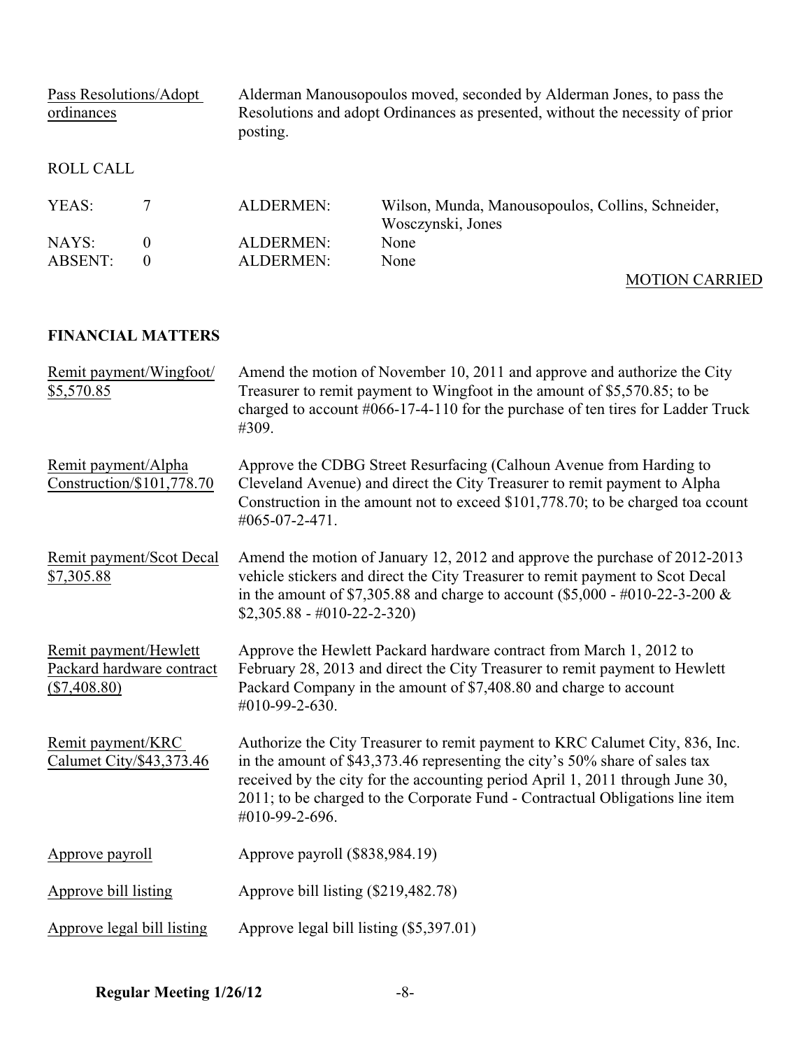| Pass Resolutions/Adopt ordinances | Alderman Manousopoulos moved, seconded by Alderman Jones, to pass the Resolutions and adopt Ordinances as presented, without the necessity of prior posting. |
|---|---|

ROLL CALL

| | | | |
|---|---|---|---|
| YEAS: | 7 | ALDERMEN: | Wilson, Munda, Manousopoulos, Collins, Schneider, Wosczynski, Jones |
| NAYS: | 0 | ALDERMEN: | None |
| ABSENT: | 0 | ALDERMEN: | None |

MOTION CARRIED

**FINANCIAL MATTERS**

| | |
|---|---|
| Remit payment/Wingfoot/ $5,570.85 | Amend the motion of November 10, 2011 and approve and authorize the City Treasurer to remit payment to Wingfoot in the amount of $5,570.85; to be charged to account #066-17-4-110 for the purchase of ten tires for Ladder Truck #309. |
| Remit payment/Alpha Construction/$101,778.70 | Approve the CDBG Street Resurfacing (Calhoun Avenue from Harding to Cleveland Avenue) and direct the City Treasurer to remit payment to Alpha Construction in the amount not to exceed $101,778.70; to be charged toa ccount #065-07-2-471. |
| Remit payment/Scot Decal $7,305.88 | Amend the motion of January 12, 2012 and approve the purchase of 2012-2013 vehicle stickers and direct the City Treasurer to remit payment to Scot Decal in the amount of $7,305.88 and charge to account ($5,000 - #010-22-3-200 & $2,305.88 - #010-22-2-320) |
| Remit payment/Hewlett Packard hardware contract ($7,408.80) | Approve the Hewlett Packard hardware contract from March 1, 2012 to February 28, 2013 and direct the City Treasurer to remit payment to Hewlett Packard Company in the amount of $7,408.80 and charge to account #010-99-2-630. |
| Remit payment/KRC Calumet City/$43,373.46 | Authorize the City Treasurer to remit payment to KRC Calumet City, 836, Inc. in the amount of $43,373.46 representing the city's 50% share of sales tax received by the city for the accounting period April 1, 2011 through June 30, 2011; to be charged to the Corporate Fund - Contractual Obligations line item #010-99-2-696. |
| Approve payroll | Approve payroll ($838,984.19) |
| Approve bill listing | Approve bill listing ($219,482.78) |
| Approve legal bill listing | Approve legal bill listing ($5,397.01) |

**Regular Meeting 1/26/12**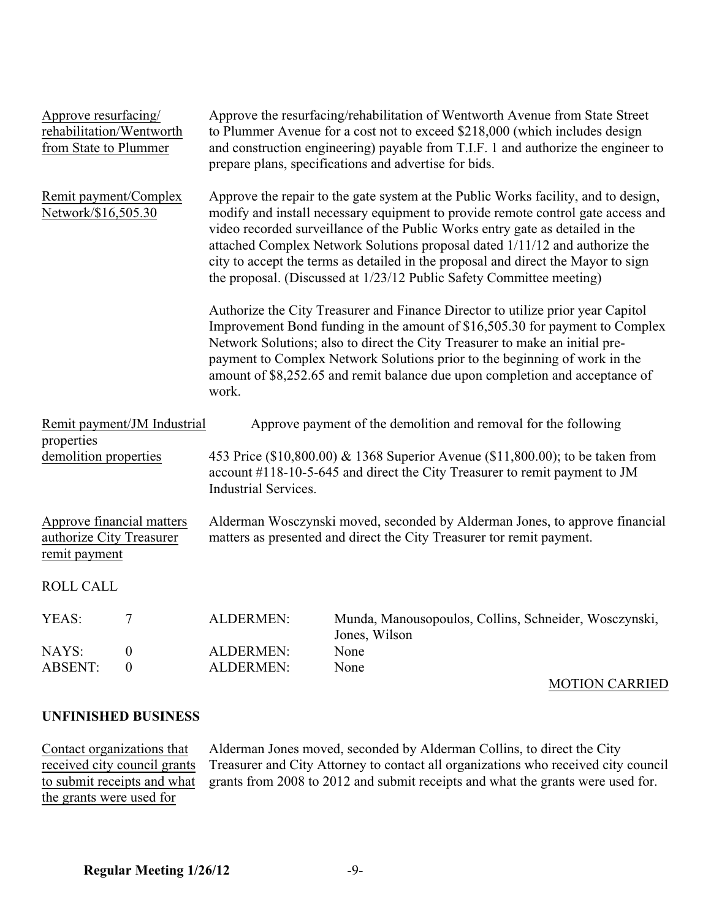Approve resurfacing/ rehabilitation/Wentworth from State to Plummer

Approve the resurfacing/rehabilitation of Wentworth Avenue from State Street to Plummer Avenue for a cost not to exceed $218,000 (which includes design and construction engineering) payable from T.I.F. 1 and authorize the engineer to prepare plans, specifications and advertise for bids.

Remit payment/Complex Network/$16,505.30

Approve the repair to the gate system at the Public Works facility, and to design, modify and install necessary equipment to provide remote control gate access and video recorded surveillance of the Public Works entry gate as detailed in the attached Complex Network Solutions proposal dated 1/11/12 and authorize the city to accept the terms as detailed in the proposal and direct the Mayor to sign the proposal. (Discussed at 1/23/12 Public Safety Committee meeting)

Authorize the City Treasurer and Finance Director to utilize prior year Capitol Improvement Bond funding in the amount of $16,505.30 for payment to Complex Network Solutions; also to direct the City Treasurer to make an initial pre-payment to Complex Network Solutions prior to the beginning of work in the amount of $8,252.65 and remit balance due upon completion and acceptance of work.

Remit payment/JM Industrial properties demolition properties

Approve payment of the demolition and removal for the following 453 Price ($10,800.00) & 1368 Superior Avenue ($11,800.00); to be taken from account #118-10-5-645 and direct the City Treasurer to remit payment to JM Industrial Services.

Approve financial matters authorize City Treasurer remit payment

Alderman Wosczynski moved, seconded by Alderman Jones, to approve financial matters as presented and direct the City Treasurer tor remit payment.

ROLL CALL

| | | | |
|---|---|---|---|
| YEAS: | 7 | ALDERMEN: | Munda, Manousopoulos, Collins, Schneider, Wosczynski, Jones, Wilson |
| NAYS: | 0 | ALDERMEN: | None |
| ABSENT: | 0 | ALDERMEN: | None |

MOTION CARRIED

**UNFINISHED BUSINESS**

Contact organizations that received city council grants to submit receipts and what the grants were used for

Alderman Jones moved, seconded by Alderman Collins, to direct the City Treasurer and City Attorney to contact all organizations who received city council grants from 2008 to 2012 and submit receipts and what the grants were used for.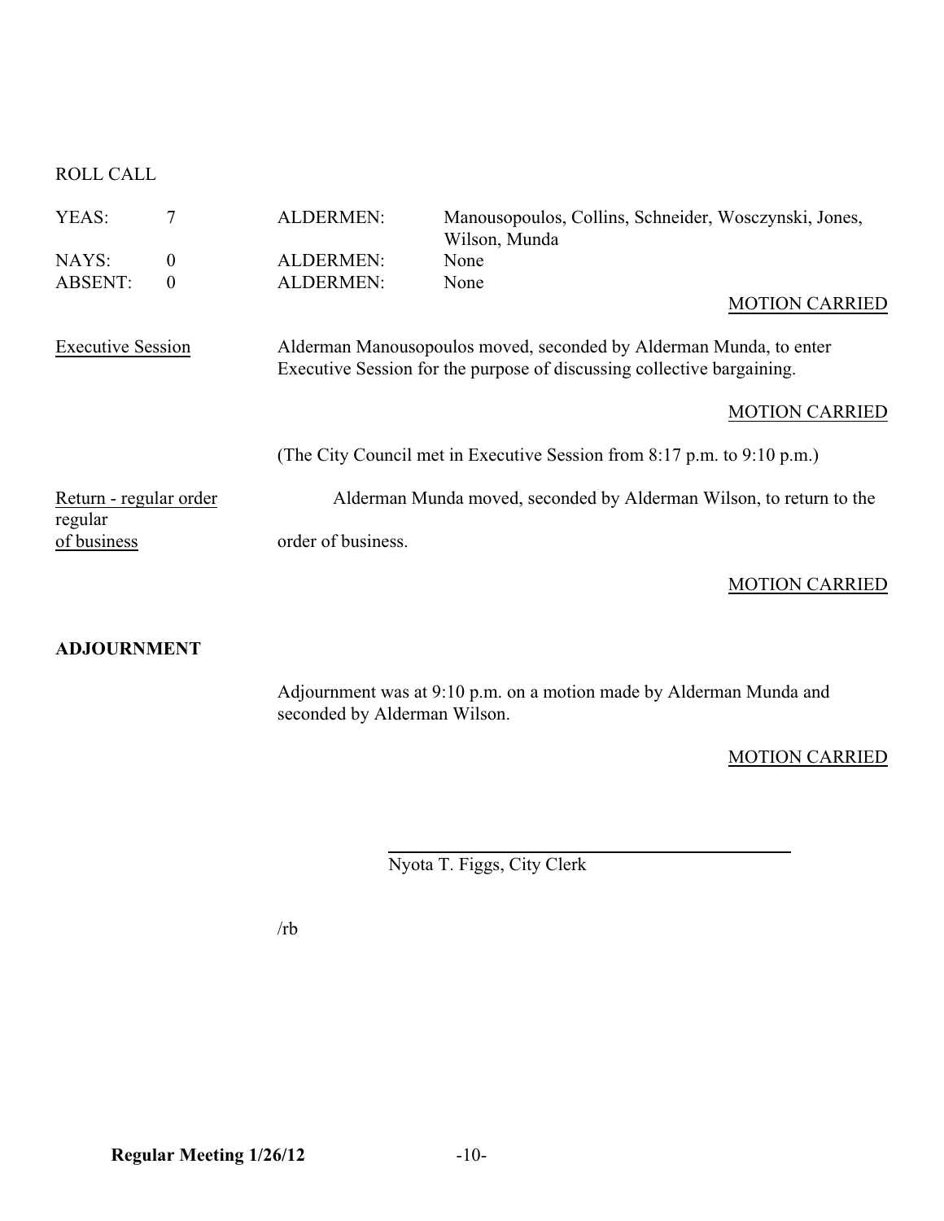ROLL CALL

| | | | |
|---|---|---|---|
| YEAS: | 7 | ALDERMEN: | Manousopoulos, Collins, Schneider, Wosczynski, Jones, Wilson, Munda |
| NAYS: | 0 | ALDERMEN: | None |
| ABSENT: | 0 | ALDERMEN: | None |

MOTION CARRIED

Executive Session

Alderman Manousopoulos moved, seconded by Alderman Munda, to enter Executive Session for the purpose of discussing collective bargaining.

MOTION CARRIED

(The City Council met in Executive Session from 8:17 p.m. to 9:10 p.m.)

Return - regular order regular of business

Alderman Munda moved, seconded by Alderman Wilson, to return to the order of business.

MOTION CARRIED

**ADJOURNMENT**

Adjournment was at 9:10 p.m. on a motion made by Alderman Munda and seconded by Alderman Wilson.

MOTION CARRIED

Nyota T. Figgs, City Clerk

/rb

**Regular Meeting 1/26/12**